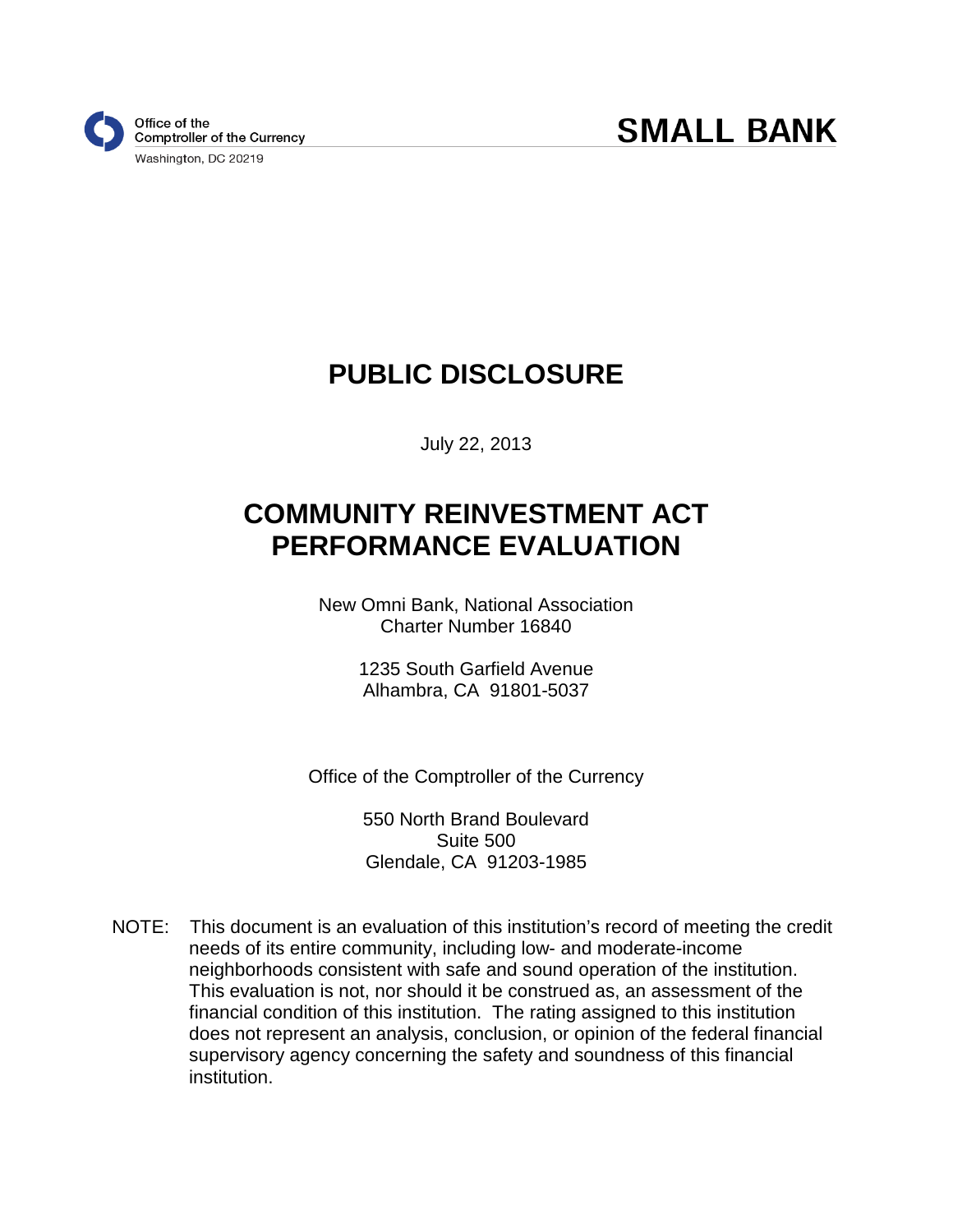Office of the
Comptroller of the Currency
Washington, DC 20219

**SMALL BANK**

# PUBLIC DISCLOSURE

July 22, 2013

# COMMUNITY REINVESTMENT ACT PERFORMANCE EVALUATION

New Omni Bank, National Association
Charter Number 16840

1235 South Garfield Avenue
Alhambra, CA 91801-5037

Office of the Comptroller of the Currency

550 North Brand Boulevard
Suite 500
Glendale, CA 91203-1985

NOTE: This document is an evaluation of this institution's record of meeting the credit needs of its entire community, including low- and moderate-income neighborhoods consistent with safe and sound operation of the institution. This evaluation is not, nor should it be construed as, an assessment of the financial condition of this institution. The rating assigned to this institution does not represent an analysis, conclusion, or opinion of the federal financial supervisory agency concerning the safety and soundness of this financial institution.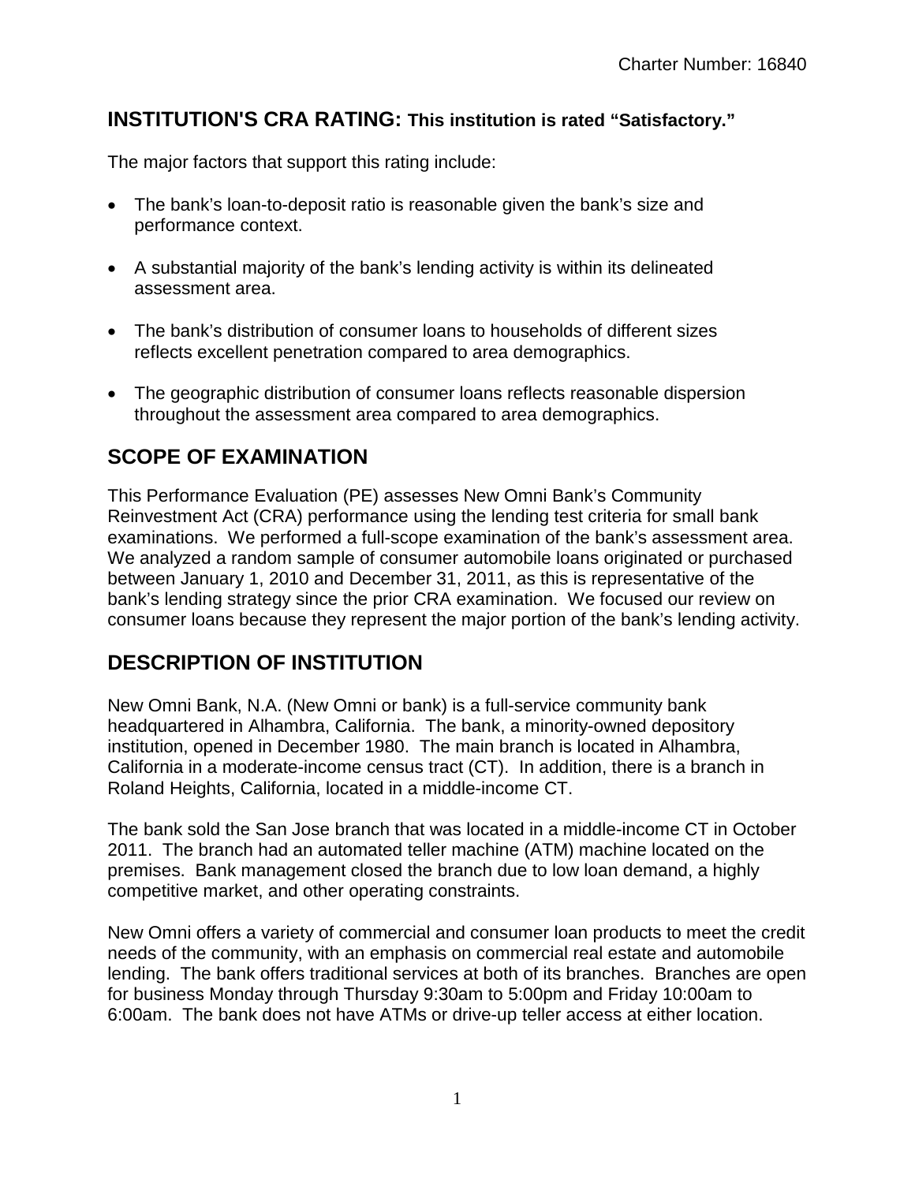## INSTITUTION'S CRA RATING: This institution is rated "Satisfactory."

The major factors that support this rating include:

- The bank's loan-to-deposit ratio is reasonable given the bank's size and performance context.
- A substantial majority of the bank's lending activity is within its delineated assessment area.
- The bank's distribution of consumer loans to households of different sizes reflects excellent penetration compared to area demographics.
- The geographic distribution of consumer loans reflects reasonable dispersion throughout the assessment area compared to area demographics.

## SCOPE OF EXAMINATION

This Performance Evaluation (PE) assesses New Omni Bank's Community Reinvestment Act (CRA) performance using the lending test criteria for small bank examinations. We performed a full-scope examination of the bank's assessment area. We analyzed a random sample of consumer automobile loans originated or purchased between January 1, 2010 and December 31, 2011, as this is representative of the bank's lending strategy since the prior CRA examination. We focused our review on consumer loans because they represent the major portion of the bank's lending activity.

## DESCRIPTION OF INSTITUTION

New Omni Bank, N.A. (New Omni or bank) is a full-service community bank headquartered in Alhambra, California. The bank, a minority-owned depository institution, opened in December 1980. The main branch is located in Alhambra, California in a moderate-income census tract (CT). In addition, there is a branch in Roland Heights, California, located in a middle-income CT.

The bank sold the San Jose branch that was located in a middle-income CT in October 2011. The branch had an automated teller machine (ATM) machine located on the premises. Bank management closed the branch due to low loan demand, a highly competitive market, and other operating constraints.

New Omni offers a variety of commercial and consumer loan products to meet the credit needs of the community, with an emphasis on commercial real estate and automobile lending. The bank offers traditional services at both of its branches. Branches are open for business Monday through Thursday 9:30am to 5:00pm and Friday 10:00am to 6:00am. The bank does not have ATMs or drive-up teller access at either location.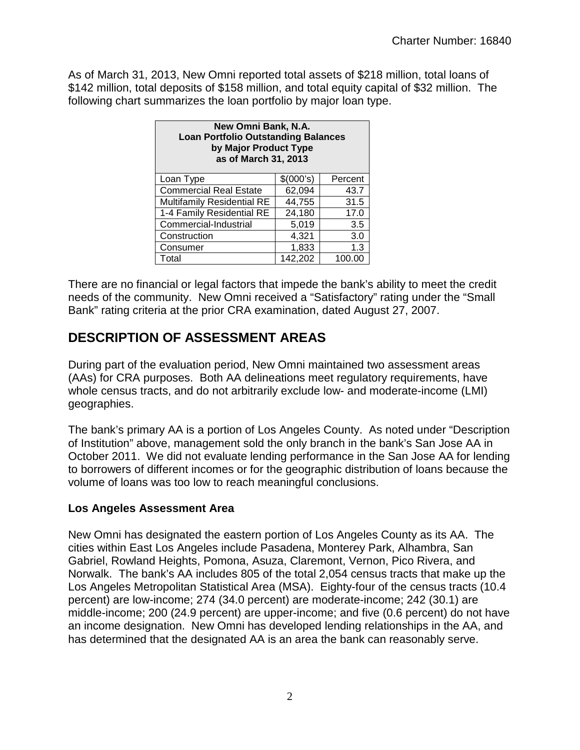As of March 31, 2013, New Omni reported total assets of $218 million, total loans of $142 million, total deposits of $158 million, and total equity capital of $32 million. The following chart summarizes the loan portfolio by major loan type.

| New Omni Bank, N.A. Loan Portfolio Outstanding Balances by Major Product Type as of March 31, 2013 | | |
|---|---|---|
| Loan Type | $(000's) | Percent |
| Commercial Real Estate | 62,094 | 43.7 |
| Multifamily Residential RE | 44,755 | 31.5 |
| 1-4 Family Residential RE | 24,180 | 17.0 |
| Commercial-Industrial | 5,019 | 3.5 |
| Construction | 4,321 | 3.0 |
| Consumer | 1,833 | 1.3 |
| Total | 142,202 | 100.00 |

There are no financial or legal factors that impede the bank's ability to meet the credit needs of the community. New Omni received a "Satisfactory" rating under the "Small Bank" rating criteria at the prior CRA examination, dated August 27, 2007.

## DESCRIPTION OF ASSESSMENT AREAS

During part of the evaluation period, New Omni maintained two assessment areas (AAs) for CRA purposes. Both AA delineations meet regulatory requirements, have whole census tracts, and do not arbitrarily exclude low- and moderate-income (LMI) geographies.

The bank's primary AA is a portion of Los Angeles County. As noted under "Description of Institution" above, management sold the only branch in the bank's San Jose AA in October 2011. We did not evaluate lending performance in the San Jose AA for lending to borrowers of different incomes or for the geographic distribution of loans because the volume of loans was too low to reach meaningful conclusions.

### Los Angeles Assessment Area

New Omni has designated the eastern portion of Los Angeles County as its AA. The cities within East Los Angeles include Pasadena, Monterey Park, Alhambra, San Gabriel, Rowland Heights, Pomona, Asuza, Claremont, Vernon, Pico Rivera, and Norwalk. The bank's AA includes 805 of the total 2,054 census tracts that make up the Los Angeles Metropolitan Statistical Area (MSA). Eighty-four of the census tracts (10.4 percent) are low-income; 274 (34.0 percent) are moderate-income; 242 (30.1) are middle-income; 200 (24.9 percent) are upper-income; and five (0.6 percent) do not have an income designation. New Omni has developed lending relationships in the AA, and has determined that the designated AA is an area the bank can reasonably serve.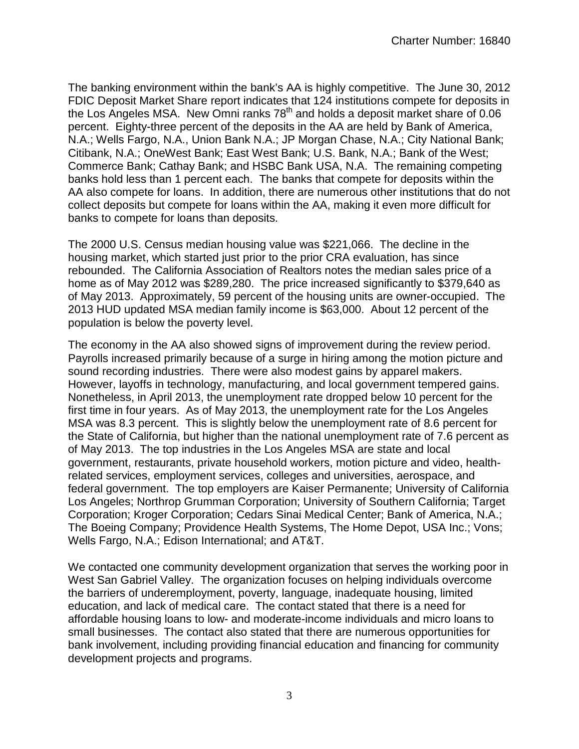The banking environment within the bank's AA is highly competitive. The June 30, 2012 FDIC Deposit Market Share report indicates that 124 institutions compete for deposits in the Los Angeles MSA. New Omni ranks 78th and holds a deposit market share of 0.06 percent. Eighty-three percent of the deposits in the AA are held by Bank of America, N.A.; Wells Fargo, N.A., Union Bank N.A.; JP Morgan Chase, N.A.; City National Bank; Citibank, N.A.; OneWest Bank; East West Bank; U.S. Bank, N.A.; Bank of the West; Commerce Bank; Cathay Bank; and HSBC Bank USA, N.A. The remaining competing banks hold less than 1 percent each. The banks that compete for deposits within the AA also compete for loans. In addition, there are numerous other institutions that do not collect deposits but compete for loans within the AA, making it even more difficult for banks to compete for loans than deposits.

The 2000 U.S. Census median housing value was $221,066. The decline in the housing market, which started just prior to the prior CRA evaluation, has since rebounded. The California Association of Realtors notes the median sales price of a home as of May 2012 was $289,280. The price increased significantly to $379,640 as of May 2013. Approximately, 59 percent of the housing units are owner-occupied. The 2013 HUD updated MSA median family income is $63,000. About 12 percent of the population is below the poverty level.

The economy in the AA also showed signs of improvement during the review period. Payrolls increased primarily because of a surge in hiring among the motion picture and sound recording industries. There were also modest gains by apparel makers. However, layoffs in technology, manufacturing, and local government tempered gains. Nonetheless, in April 2013, the unemployment rate dropped below 10 percent for the first time in four years. As of May 2013, the unemployment rate for the Los Angeles MSA was 8.3 percent. This is slightly below the unemployment rate of 8.6 percent for the State of California, but higher than the national unemployment rate of 7.6 percent as of May 2013. The top industries in the Los Angeles MSA are state and local government, restaurants, private household workers, motion picture and video, health-related services, employment services, colleges and universities, aerospace, and federal government. The top employers are Kaiser Permanente; University of California Los Angeles; Northrop Grumman Corporation; University of Southern California; Target Corporation; Kroger Corporation; Cedars Sinai Medical Center; Bank of America, N.A.; The Boeing Company; Providence Health Systems, The Home Depot, USA Inc.; Vons; Wells Fargo, N.A.; Edison International; and AT&T.

We contacted one community development organization that serves the working poor in West San Gabriel Valley. The organization focuses on helping individuals overcome the barriers of underemployment, poverty, language, inadequate housing, limited education, and lack of medical care. The contact stated that there is a need for affordable housing loans to low- and moderate-income individuals and micro loans to small businesses. The contact also stated that there are numerous opportunities for bank involvement, including providing financial education and financing for community development projects and programs.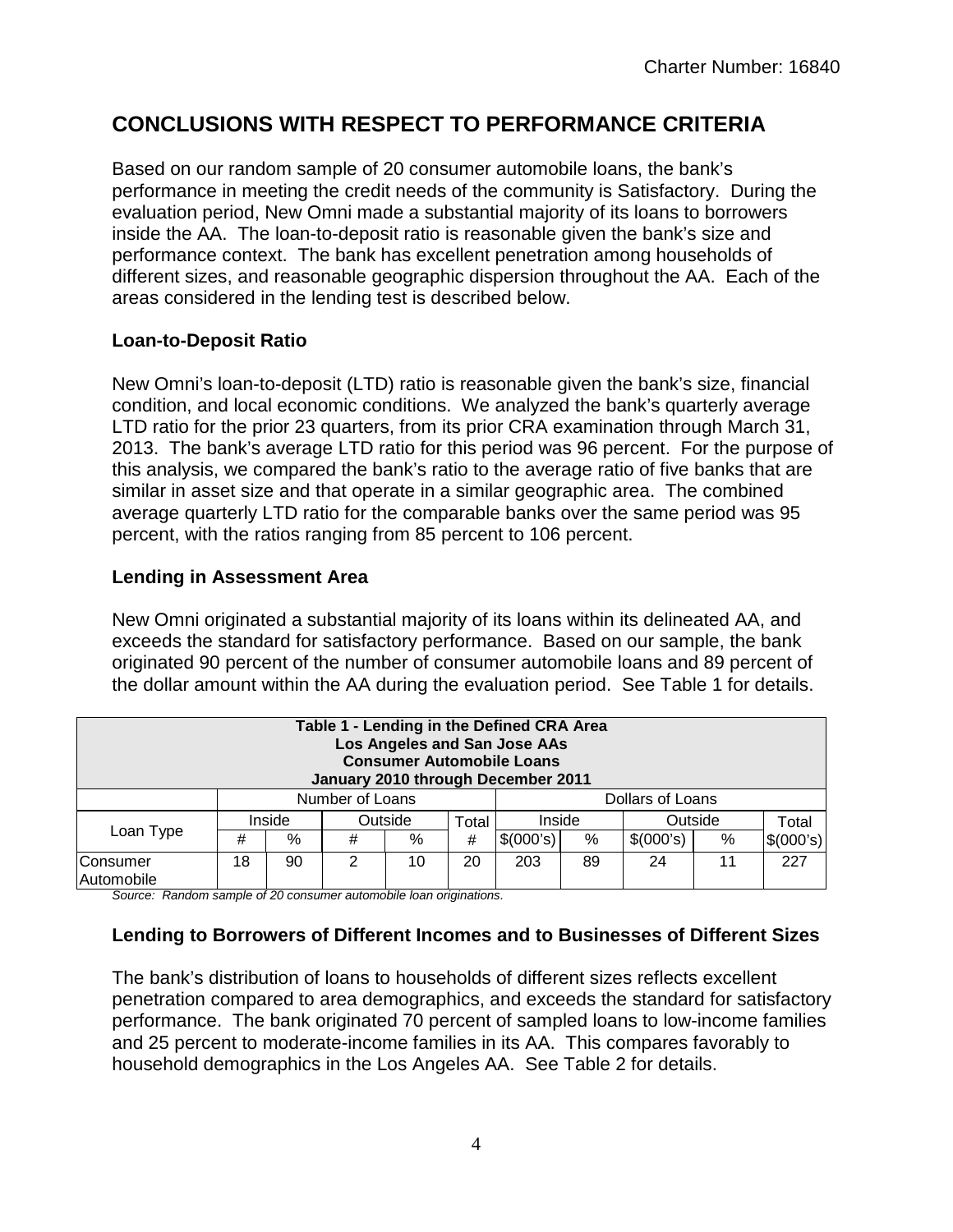## CONCLUSIONS WITH RESPECT TO PERFORMANCE CRITERIA

Based on our random sample of 20 consumer automobile loans, the bank's performance in meeting the credit needs of the community is Satisfactory. During the evaluation period, New Omni made a substantial majority of its loans to borrowers inside the AA. The loan-to-deposit ratio is reasonable given the bank's size and performance context. The bank has excellent penetration among households of different sizes, and reasonable geographic dispersion throughout the AA. Each of the areas considered in the lending test is described below.

### Loan-to-Deposit Ratio

New Omni's loan-to-deposit (LTD) ratio is reasonable given the bank's size, financial condition, and local economic conditions. We analyzed the bank's quarterly average LTD ratio for the prior 23 quarters, from its prior CRA examination through March 31, 2013. The bank's average LTD ratio for this period was 96 percent. For the purpose of this analysis, we compared the bank's ratio to the average ratio of five banks that are similar in asset size and that operate in a similar geographic area. The combined average quarterly LTD ratio for the comparable banks over the same period was 95 percent, with the ratios ranging from 85 percent to 106 percent.

### Lending in Assessment Area

New Omni originated a substantial majority of its loans within its delineated AA, and exceeds the standard for satisfactory performance. Based on our sample, the bank originated 90 percent of the number of consumer automobile loans and 89 percent of the dollar amount within the AA during the evaluation period. See Table 1 for details.

**Table 1 - Lending in the Defined CRA Area**
**Los Angeles and San Jose AAs**
**Consumer Automobile Loans**
**January 2010 through December 2011**

| Loan Type | Number of Loans | | | | | Dollars of Loans | | | | |
|---|---|---|---|---|---|---|---|---|---|---|
| | Inside | | Outside | | Total | Inside | | Outside | | Total |
| | # | % | # | % | # | $(000's) | % | $(000's) | % | $(000's) |
| Consumer Automobile | 18 | 90 | 2 | 10 | 20 | 203 | 89 | 24 | 11 | 227 |

*Source: Random sample of 20 consumer automobile loan originations.*

### Lending to Borrowers of Different Incomes and to Businesses of Different Sizes

The bank's distribution of loans to households of different sizes reflects excellent penetration compared to area demographics, and exceeds the standard for satisfactory performance. The bank originated 70 percent of sampled loans to low-income families and 25 percent to moderate-income families in its AA. This compares favorably to household demographics in the Los Angeles AA. See Table 2 for details.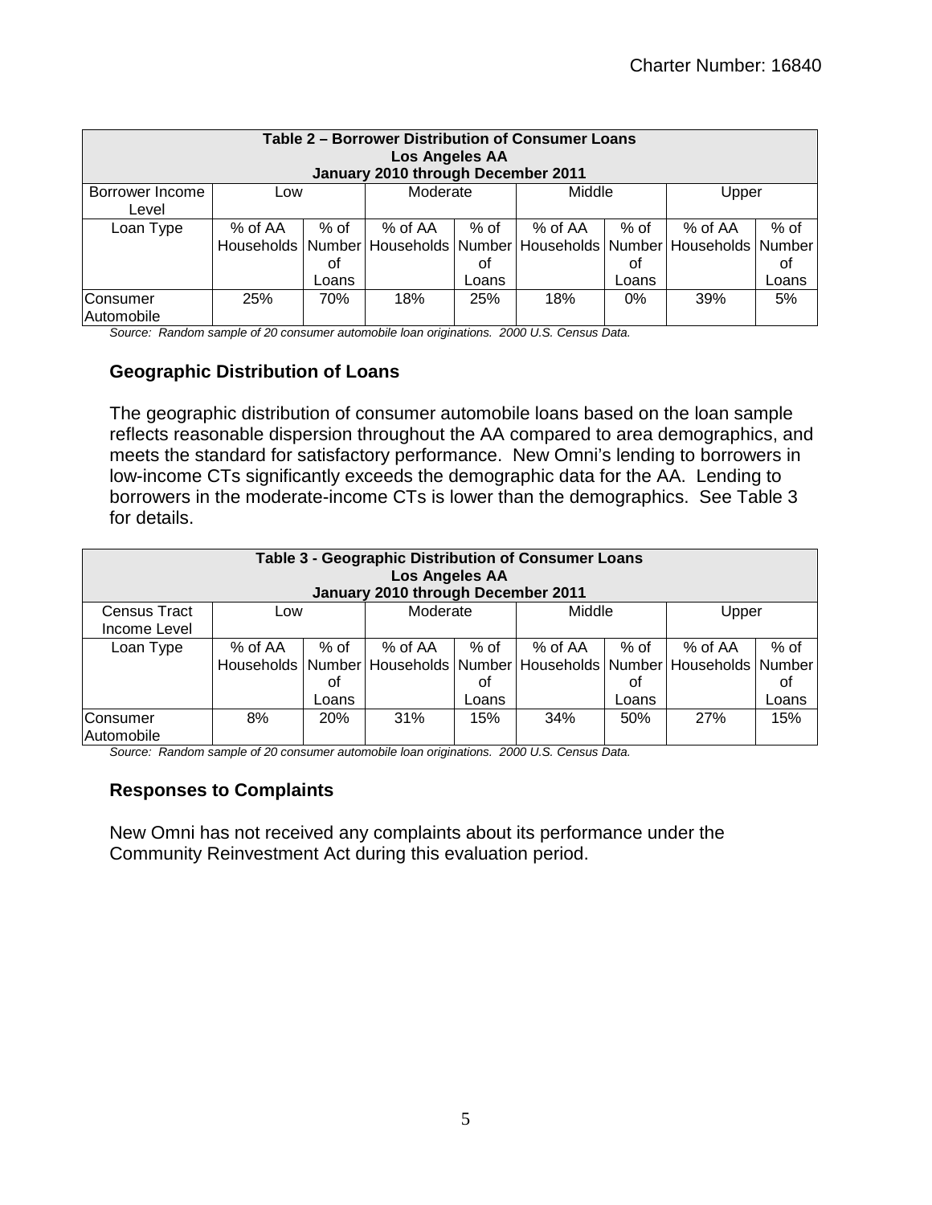| Table 2 – Borrower Distribution of Consumer Loans<br>Los Angeles AA<br>January 2010 through December 2011 | | | | | | | | |
|---|---|---|---|---|---|---|---|---|
| Borrower Income Level | Low | | Moderate | | Middle | | Upper | |
| Loan Type | % of AA Households | % of Number of Loans | % of AA Households | % of Number of Loans | % of AA Households | % of Number of Loans | % of AA Households | % of Number of Loans |
| Consumer Automobile | 25% | 70% | 18% | 25% | 18% | 0% | 39% | 5% |

*Source: Random sample of 20 consumer automobile loan originations. 2000 U.S. Census Data.*

### Geographic Distribution of Loans

The geographic distribution of consumer automobile loans based on the loan sample reflects reasonable dispersion throughout the AA compared to area demographics, and meets the standard for satisfactory performance. New Omni's lending to borrowers in low-income CTs significantly exceeds the demographic data for the AA. Lending to borrowers in the moderate-income CTs is lower than the demographics. See Table 3 for details.

| Table 3 - Geographic Distribution of Consumer Loans<br>Los Angeles AA<br>January 2010 through December 2011 | | | | | | | | |
|---|---|---|---|---|---|---|---|---|
| Census Tract Income Level | Low | | Moderate | | Middle | | Upper | |
| Loan Type | % of AA Households | % of Number of Loans | % of AA Households | % of Number of Loans | % of AA Households | % of Number of Loans | % of AA Households | % of Number of Loans |
| Consumer Automobile | 8% | 20% | 31% | 15% | 34% | 50% | 27% | 15% |

*Source: Random sample of 20 consumer automobile loan originations. 2000 U.S. Census Data.*

### Responses to Complaints

New Omni has not received any complaints about its performance under the Community Reinvestment Act during this evaluation period.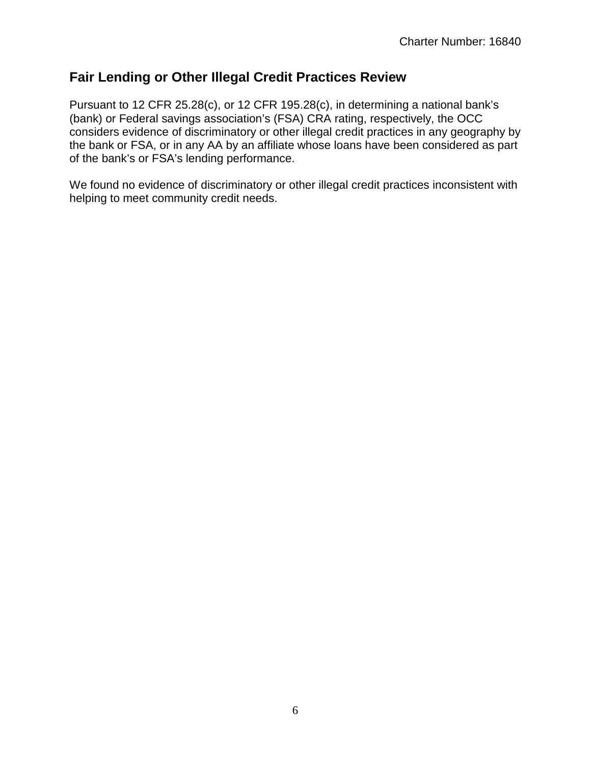## Fair Lending or Other Illegal Credit Practices Review

Pursuant to 12 CFR 25.28(c), or 12 CFR 195.28(c), in determining a national bank's (bank) or Federal savings association's (FSA) CRA rating, respectively, the OCC considers evidence of discriminatory or other illegal credit practices in any geography by the bank or FSA, or in any AA by an affiliate whose loans have been considered as part of the bank's or FSA's lending performance.

We found no evidence of discriminatory or other illegal credit practices inconsistent with helping to meet community credit needs.